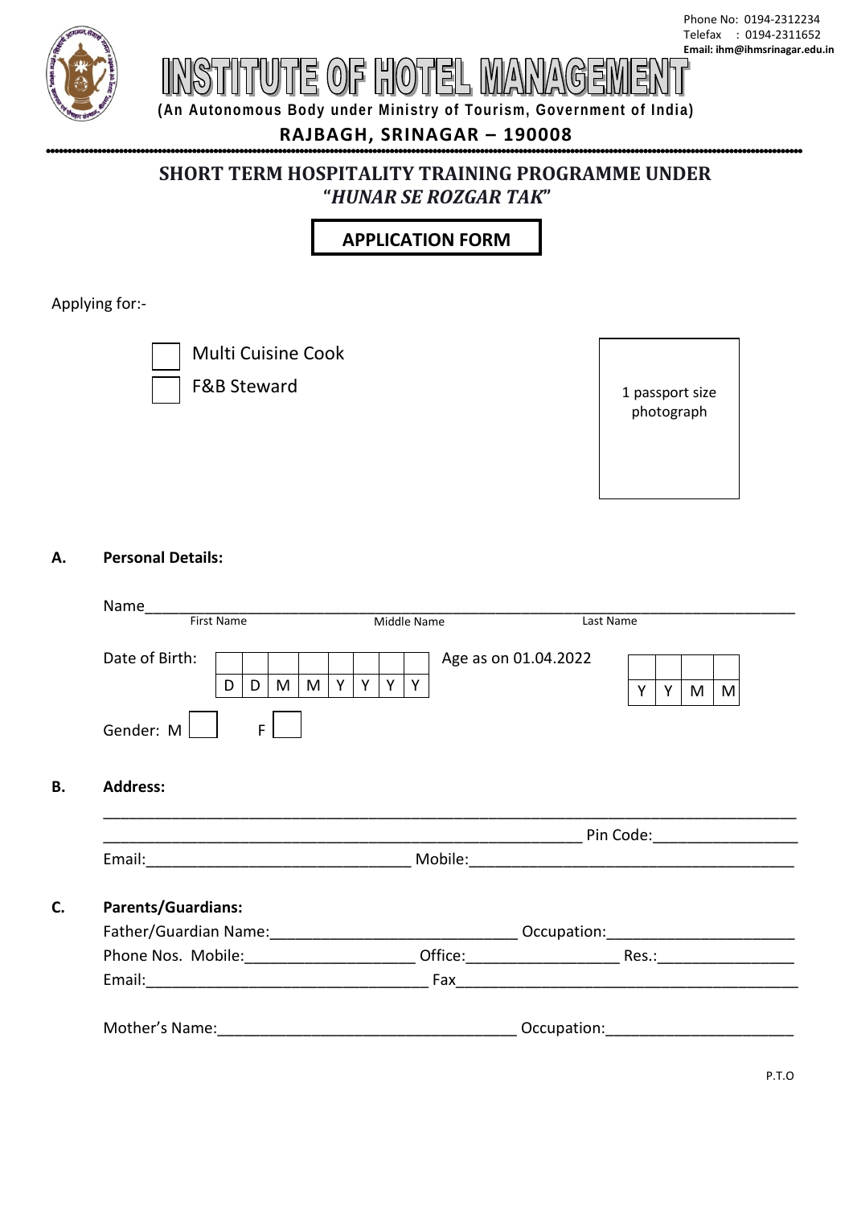Phone No: 0194-2312234
Telefax : 0194-2311652
Email: ihm@ihmsrinagar.edu.in

# INSTITUTE OF HOTEL MANAGEMENT

**(An Autonomous Body under Ministry of Tourism, Government of India)**

**RAJBAGH, SRINAGAR – 190008**

## SHORT TERM HOSPITALITY TRAINING PROGRAMME UNDER *"HUNAR SE ROZGAR TAK"*

## APPLICATION FORM

Applying for:-

☐ Multi Cuisine Cook
☐ F&B Steward

1 passport size photograph

**A. Personal Details:**

Name________________________________________________________________
First Name Middle Name Last Name

Date of Birth:

| | | | | | | | |
|---|---|---|---|---|---|---|---|
| D | D | M | M | Y | Y | Y | Y |

Age as on 01.04.2022

| | | | |
|---|---|---|---|
| Y | Y | M | M |

Gender: M ☐ F ☐

**B. Address:**

________________________________________________________________
__________________________________________________ Pin Code:________________
Email:______________________________ Mobile:____________________________________

**C. Parents/Guardians:**

Father/Guardian Name:____________________________ Occupation:_____________________
Phone Nos. Mobile:___________________ Office:_________________ Res.:_______________
Email:________________________________ Fax_______________________________________

Mother's Name:__________________________________ Occupation:_____________________

P.T.O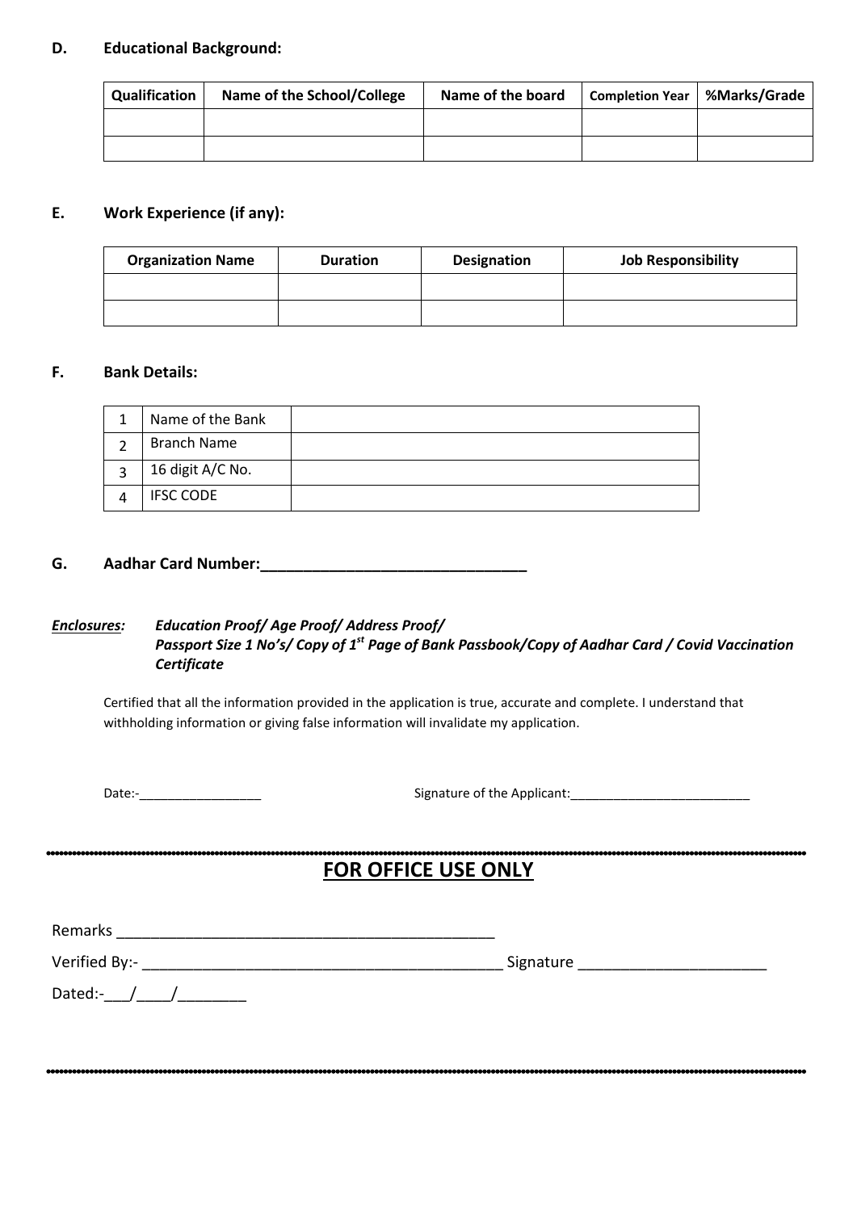**D. Educational Background:**

| Qualification | Name of the School/College | Name of the board | Completion Year | %Marks/Grade |
|---|---|---|---|---|
| | | | | |
| | | | | |

**E. Work Experience (if any):**

| Organization Name | Duration | Designation | Job Responsibility |
|---|---|---|---|
| | | | |
| | | | |

**F. Bank Details:**

| | | |
|---|---|---|
| 1 | Name of the Bank | |
| 2 | Branch Name | |
| 3 | 16 digit A/C No. | |
| 4 | IFSC CODE | |

**G. Aadhar Card Number:________________________________**

***<u>Enclosures:</u>*** ***Education Proof/ Age Proof/ Address Proof/ Passport Size 1 No's/ Copy of 1st Page of Bank Passbook/Copy of Aadhar Card / Covid Vaccination Certificate***

Certified that all the information provided in the application is true, accurate and complete. I understand that withholding information or giving false information will invalidate my application.

Date:-_________________ Signature of the Applicant:_________________________

## FOR OFFICE USE ONLY

Remarks _____________________________________________

Verified By:- ___________________________________________ Signature ______________________

Dated:-___/____/________